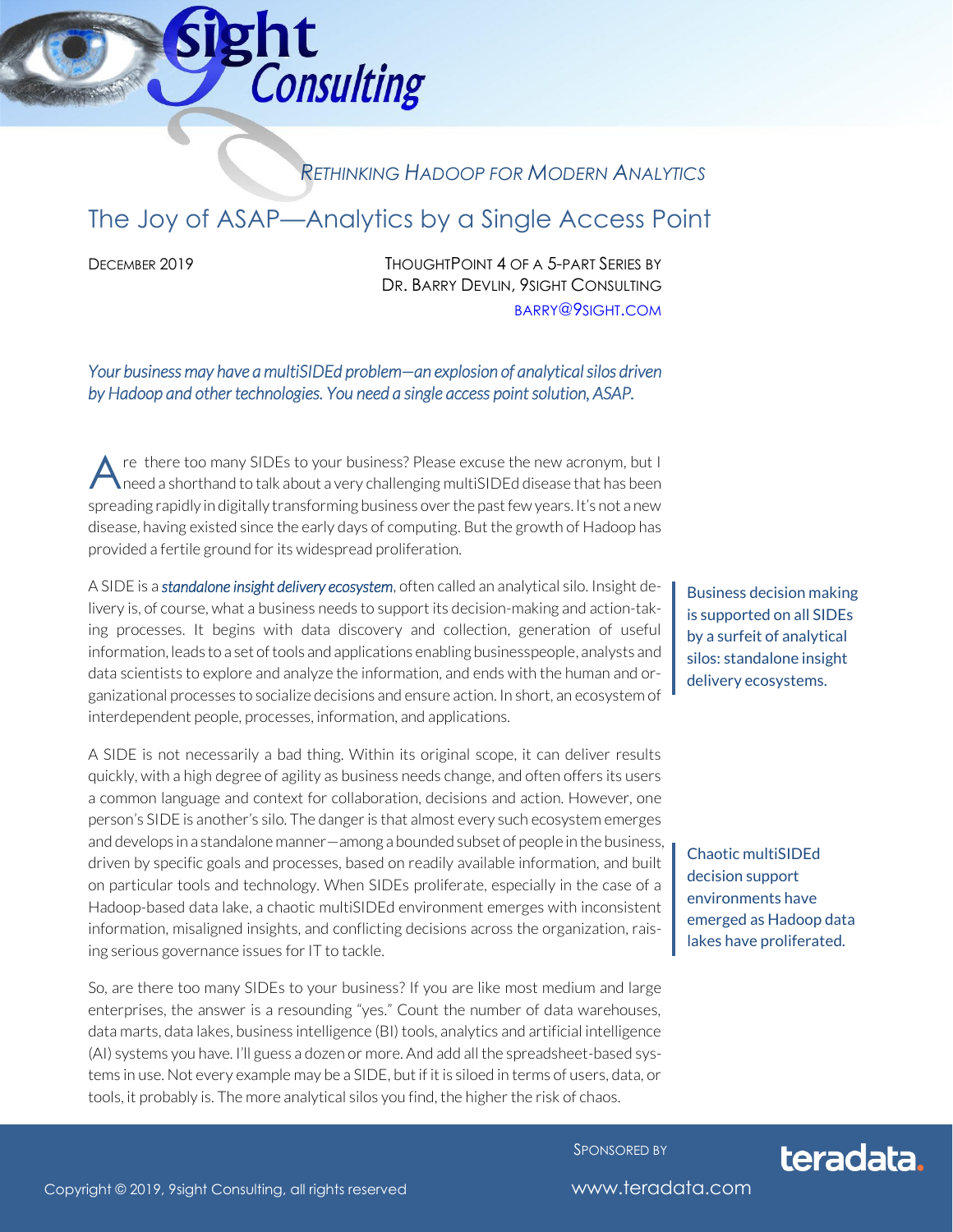# Rethinking Hadoop for Modern Analytics

## The Joy of ASAP—Analytics by a Single Access Point

December 2019

ThoughtPoint 4 of a 5-part Series by
Dr. Barry Devlin, 9sight Consulting
barry@9sight.com

*Your business may have a multiSIDEd problem—an explosion of analytical silos driven by Hadoop and other technologies. You need a single access point solution, ASAP.*

Are there too many SIDEs to your business? Please excuse the new acronym, but I need a shorthand to talk about a very challenging multiSIDEd disease that has been spreading rapidly in digitally transforming business over the past few years. It's not a new disease, having existed since the early days of computing. But the growth of Hadoop has provided a fertile ground for its widespread proliferation.

A SIDE is a ***standalone insight delivery ecosystem***, often called an analytical silo. Insight delivery is, of course, what a business needs to support its decision-making and action-taking processes. It begins with data discovery and collection, generation of useful information, leads to a set of tools and applications enabling businesspeople, analysts and data scientists to explore and analyze the information, and ends with the human and organizational processes to socialize decisions and ensure action. In short, an ecosystem of interdependent people, processes, information, and applications.

> Business decision making is supported on all SIDEs by a surfeit of analytical silos: standalone insight delivery ecosystems.

A SIDE is not necessarily a bad thing. Within its original scope, it can deliver results quickly, with a high degree of agility as business needs change, and often offers its users a common language and context for collaboration, decisions and action. However, one person's SIDE is another's silo. The danger is that almost every such ecosystem emerges and develops in a standalone manner—among a bounded subset of people in the business, driven by specific goals and processes, based on readily available information, and built on particular tools and technology. When SIDEs proliferate, especially in the case of a Hadoop-based data lake, a chaotic multiSIDEd environment emerges with inconsistent information, misaligned insights, and conflicting decisions across the organization, raising serious governance issues for IT to tackle.

> Chaotic multiSIDEd decision support environments have emerged as Hadoop data lakes have proliferated.

So, are there too many SIDEs to your business? If you are like most medium and large enterprises, the answer is a resounding "yes." Count the number of data warehouses, data marts, data lakes, business intelligence (BI) tools, analytics and artificial intelligence (AI) systems you have. I'll guess a dozen or more. And add all the spreadsheet-based systems in use. Not every example may be a SIDE, but if it is siloed in terms of users, data, or tools, it probably is. The more analytical silos you find, the higher the risk of chaos.

Sponsored by teradata.
www.teradata.com

Copyright © 2019, 9sight Consulting, all rights reserved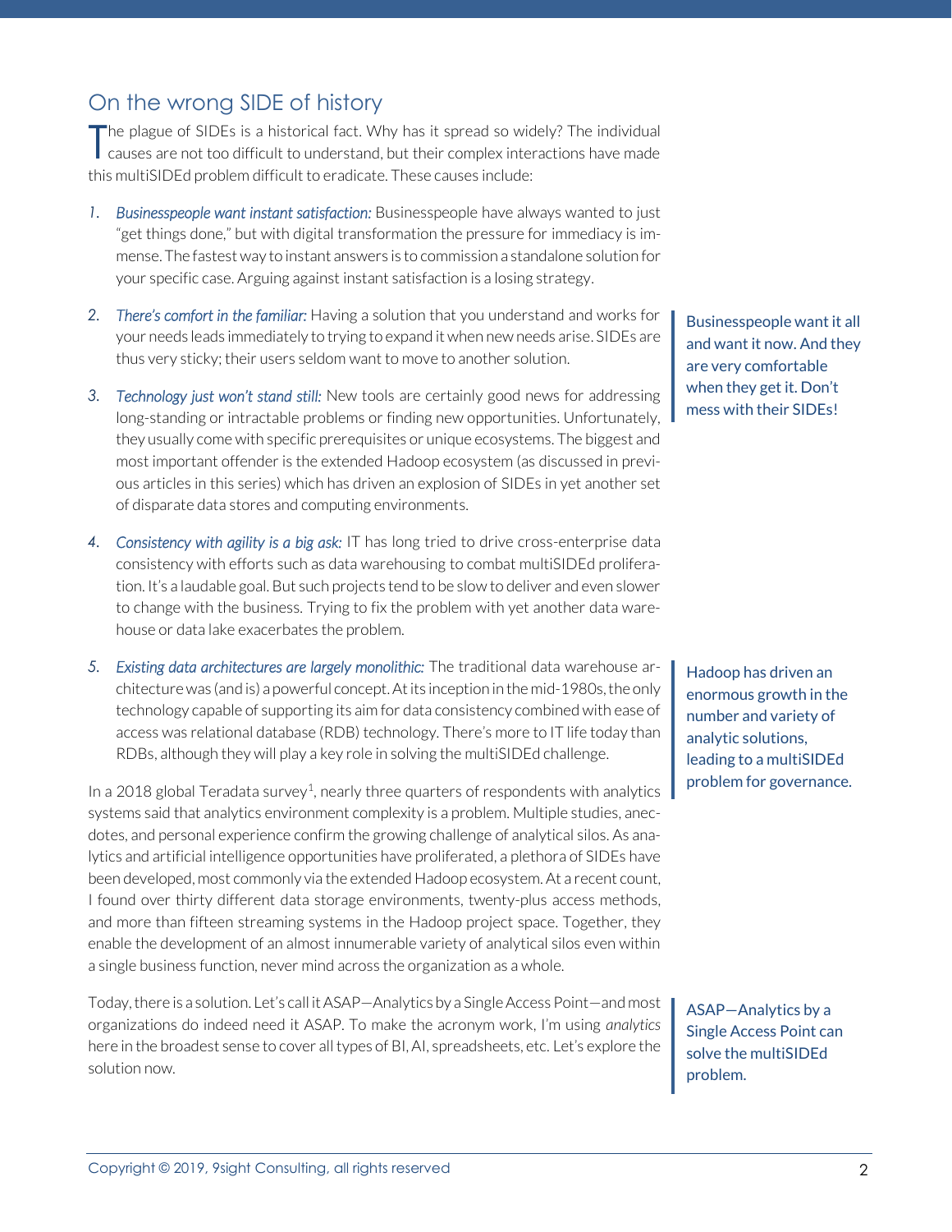## On the wrong SIDE of history

The plague of SIDEs is a historical fact. Why has it spread so widely? The individual causes are not too difficult to understand, but their complex interactions have made this multiSIDEd problem difficult to eradicate. These causes include:

1. *Businesspeople want instant satisfaction:* Businesspeople have always wanted to just "get things done," but with digital transformation the pressure for immediacy is immense. The fastest way to instant answers is to commission a standalone solution for your specific case. Arguing against instant satisfaction is a losing strategy.

2. *There's comfort in the familiar:* Having a solution that you understand and works for your needs leads immediately to trying to expand it when new needs arise. SIDEs are thus very sticky; their users seldom want to move to another solution.

> Businesspeople want it all and want it now. And they are very comfortable when they get it. Don't mess with their SIDEs!

3. *Technology just won't stand still:* New tools are certainly good news for addressing long-standing or intractable problems or finding new opportunities. Unfortunately, they usually come with specific prerequisites or unique ecosystems. The biggest and most important offender is the extended Hadoop ecosystem (as discussed in previous articles in this series) which has driven an explosion of SIDEs in yet another set of disparate data stores and computing environments.

4. *Consistency with agility is a big ask:* IT has long tried to drive cross-enterprise data consistency with efforts such as data warehousing to combat multiSIDEd proliferation. It's a laudable goal. But such projects tend to be slow to deliver and even slower to change with the business. Trying to fix the problem with yet another data warehouse or data lake exacerbates the problem.

5. *Existing data architectures are largely monolithic:* The traditional data warehouse architecture was (and is) a powerful concept. At its inception in the mid-1980s, the only technology capable of supporting its aim for data consistency combined with ease of access was relational database (RDB) technology. There's more to IT life today than RDBs, although they will play a key role in solving the multiSIDEd challenge.

> Hadoop has driven an enormous growth in the number and variety of analytic solutions, leading to a multiSIDEd problem for governance.

In a 2018 global Teradata survey[1], nearly three quarters of respondents with analytics systems said that analytics environment complexity is a problem. Multiple studies, anecdotes, and personal experience confirm the growing challenge of analytical silos. As analytics and artificial intelligence opportunities have proliferated, a plethora of SIDEs have been developed, most commonly via the extended Hadoop ecosystem. At a recent count, I found over thirty different data storage environments, twenty-plus access methods, and more than fifteen streaming systems in the Hadoop project space. Together, they enable the development of an almost innumerable variety of analytical silos even within a single business function, never mind across the organization as a whole.

Today, there is a solution. Let's call it ASAP—Analytics by a Single Access Point—and most organizations do indeed need it ASAP. To make the acronym work, I'm using *analytics* here in the broadest sense to cover all types of BI, AI, spreadsheets, etc. Let's explore the solution now.

> ASAP—Analytics by a Single Access Point can solve the multiSIDEd problem.

Copyright © 2019, 9sight Consulting, all rights reserved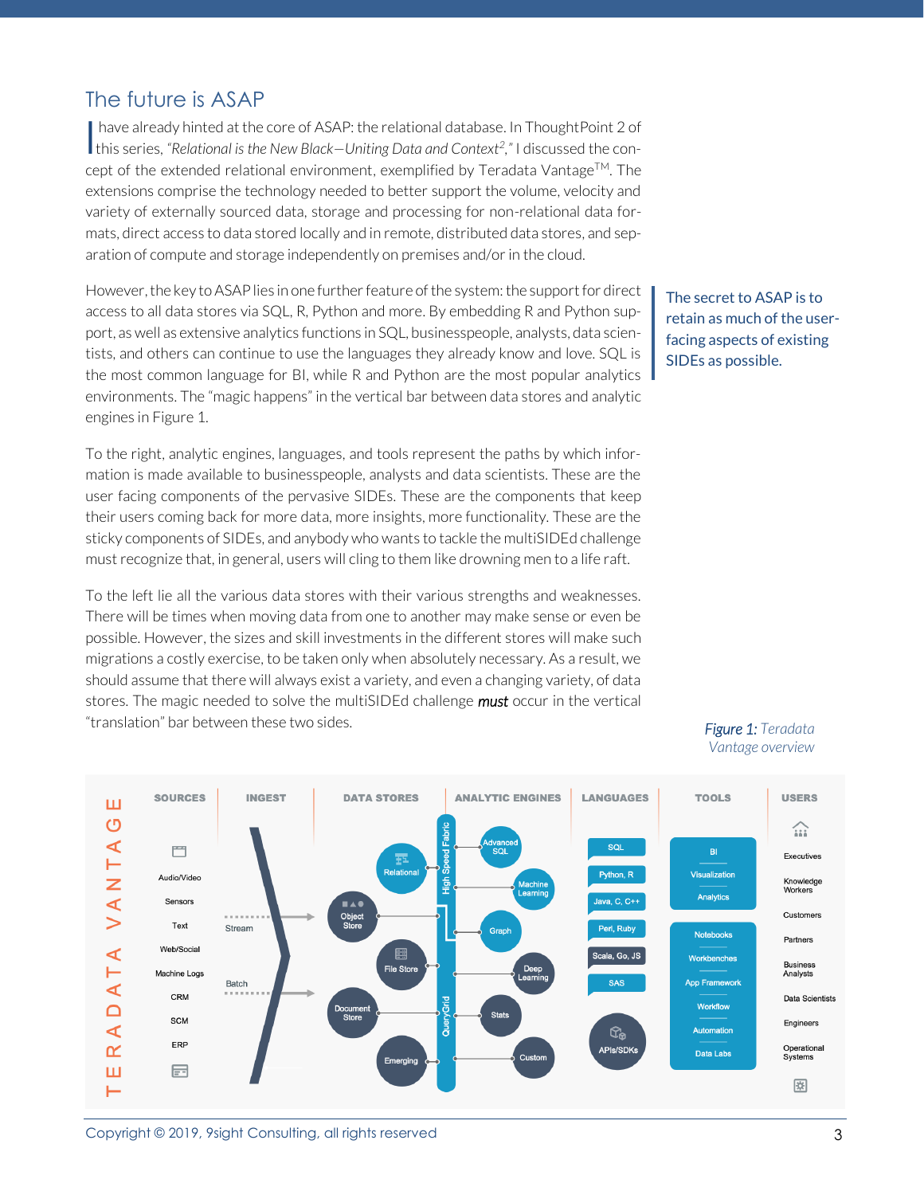## The future is ASAP

I have already hinted at the core of ASAP: the relational database. In ThoughtPoint 2 of this series, *"Relational is the New Black—Uniting Data and Context*[2]*,"* I discussed the concept of the extended relational environment, exemplified by Teradata Vantage™. The extensions comprise the technology needed to better support the volume, velocity and variety of externally sourced data, storage and processing for non-relational data formats, direct access to data stored locally and in remote, distributed data stores, and separation of compute and storage independently on premises and/or in the cloud.

However, the key to ASAP lies in one further feature of the system: the support for direct access to all data stores via SQL, R, Python and more. By embedding R and Python support, as well as extensive analytics functions in SQL, businesspeople, analysts, data scientists, and others can continue to use the languages they already know and love. SQL is the most common language for BI, while R and Python are the most popular analytics environments. The "magic happens" in the vertical bar between data stores and analytic engines in Figure 1.

> The secret to ASAP is to retain as much of the user-facing aspects of existing SIDEs as possible.

To the right, analytic engines, languages, and tools represent the paths by which information is made available to businesspeople, analysts and data scientists. These are the user facing components of the pervasive SIDEs. These are the components that keep their users coming back for more data, more insights, more functionality. These are the sticky components of SIDEs, and anybody who wants to tackle the multiSIDEd challenge must recognize that, in general, users will cling to them like drowning men to a life raft.

To the left lie all the various data stores with their various strengths and weaknesses. There will be times when moving data from one to another may make sense or even be possible. However, the sizes and skill investments in the different stores will make such migrations a costly exercise, to be taken only when absolutely necessary. As a result, we should assume that there will always exist a variety, and even a changing variety, of data stores. The magic needed to solve the multiSIDEd challenge ***must*** occur in the vertical "translation" bar between these two sides.

*Figure 1:* Teradata Vantage overview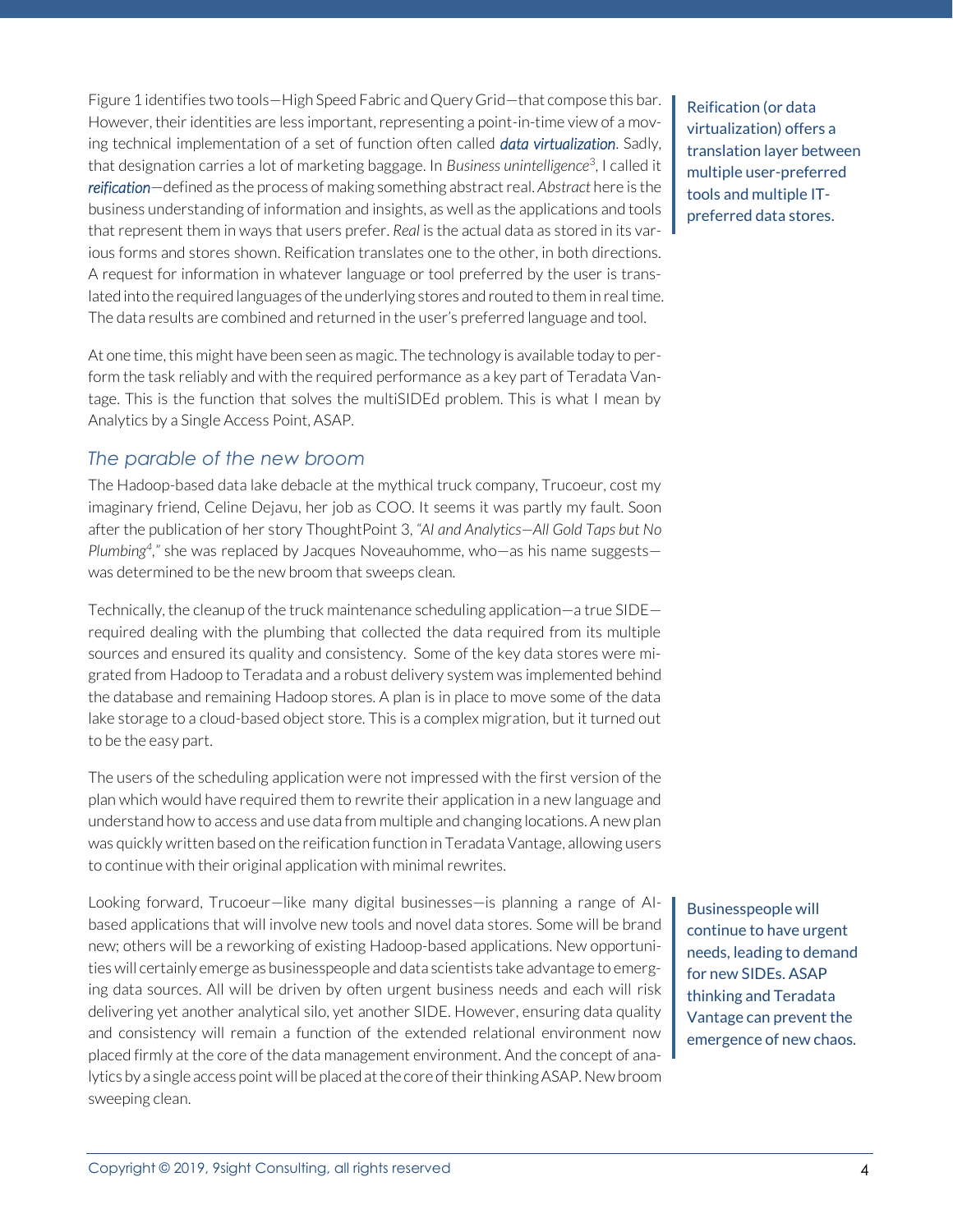Figure 1 identifies two tools—High Speed Fabric and Query Grid—that compose this bar. However, their identities are less important, representing a point-in-time view of a moving technical implementation of a set of function often called ***data virtualization***. Sadly, that designation carries a lot of marketing baggage. In *Business unintelligence*[3], I called it ***reification***—defined as the process of making something abstract real. *Abstract* here is the business understanding of information and insights, as well as the applications and tools that represent them in ways that users prefer. *Real* is the actual data as stored in its various forms and stores shown. Reification translates one to the other, in both directions. A request for information in whatever language or tool preferred by the user is translated into the required languages of the underlying stores and routed to them in real time. The data results are combined and returned in the user's preferred language and tool.

> Reification (or data virtualization) offers a translation layer between multiple user-preferred tools and multiple IT-preferred data stores.

At one time, this might have been seen as magic. The technology is available today to perform the task reliably and with the required performance as a key part of Teradata Vantage. This is the function that solves the multiSIDEd problem. This is what I mean by Analytics by a Single Access Point, ASAP.

## The parable of the new broom

The Hadoop-based data lake debacle at the mythical truck company, Trucoeur, cost my imaginary friend, Celine Dejavu, her job as COO. It seems it was partly my fault. Soon after the publication of her story ThoughtPoint 3, *"AI and Analytics—All Gold Taps but No Plumbing*[4]*,"* she was replaced by Jacques Noveauhomme, who—as his name suggests—was determined to be the new broom that sweeps clean.

Technically, the cleanup of the truck maintenance scheduling application—a true SIDE—required dealing with the plumbing that collected the data required from its multiple sources and ensured its quality and consistency. Some of the key data stores were migrated from Hadoop to Teradata and a robust delivery system was implemented behind the database and remaining Hadoop stores. A plan is in place to move some of the data lake storage to a cloud-based object store. This is a complex migration, but it turned out to be the easy part.

The users of the scheduling application were not impressed with the first version of the plan which would have required them to rewrite their application in a new language and understand how to access and use data from multiple and changing locations. A new plan was quickly written based on the reification function in Teradata Vantage, allowing users to continue with their original application with minimal rewrites.

Looking forward, Trucoeur—like many digital businesses—is planning a range of AI-based applications that will involve new tools and novel data stores. Some will be brand new; others will be a reworking of existing Hadoop-based applications. New opportunities will certainly emerge as businesspeople and data scientists take advantage to emerging data sources. All will be driven by often urgent business needs and each will risk delivering yet another analytical silo, yet another SIDE. However, ensuring data quality and consistency will remain a function of the extended relational environment now placed firmly at the core of the data management environment. And the concept of analytics by a single access point will be placed at the core of their thinking ASAP. New broom sweeping clean.

> Businesspeople will continue to have urgent needs, leading to demand for new SIDEs. ASAP thinking and Teradata Vantage can prevent the emergence of new chaos.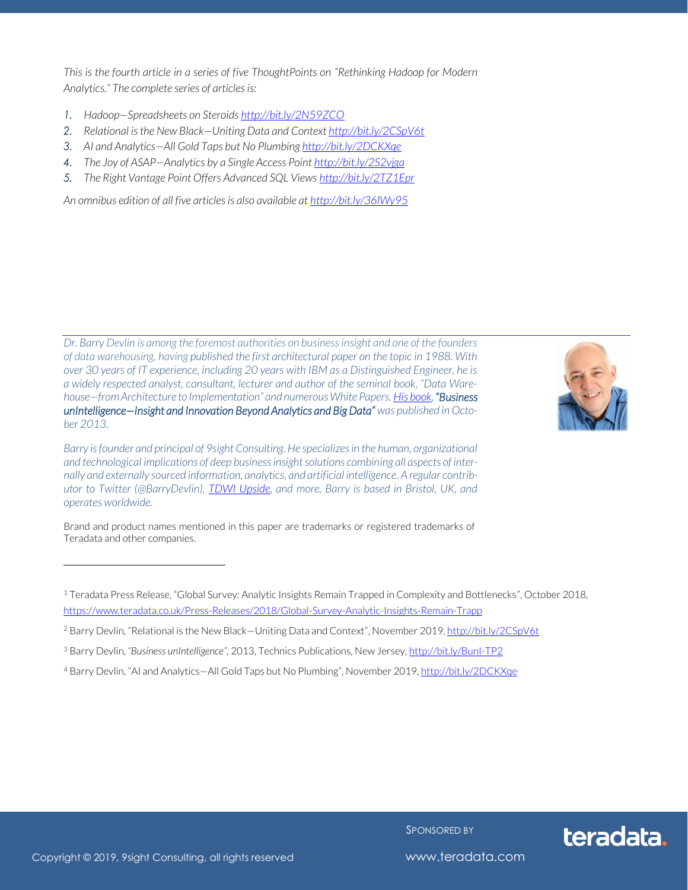*This is the fourth article in a series of five ThoughtPoints on "Rethinking Hadoop for Modern Analytics." The complete series of articles is:*

1. *Hadoop—Spreadsheets on Steroids* http://bit.ly/2N59ZCO
2. *Relational is the New Black—Uniting Data and Context* http://bit.ly/2CSpV6t
3. *AI and Analytics—All Gold Taps but No Plumbing* http://bit.ly/2DCKXqe
4. *The Joy of ASAP—Analytics by a Single Access Point* http://bit.ly/2S2vjga
5. *The Right Vantage Point Offers Advanced SQL Views* http://bit.ly/2TZ1Epr

*An omnibus edition of all five articles is also available at* http://bit.ly/36lWy95

---

*Dr. Barry Devlin is among the foremost authorities on business insight and one of the founders of data warehousing, having published the first architectural paper on the topic in 1988. With over 30 years of IT experience, including 20 years with IBM as a Distinguished Engineer, he is a widely respected analyst, consultant, lecturer and author of the seminal book, "Data Warehouse—from Architecture to Implementation" and numerous White Papers. His book, **"Business unIntelligence—Insight and Innovation Beyond Analytics and Big Data"** was published in October 2013.*

*Barry is founder and principal of 9sight Consulting. He specializes in the human, organizational and technological implications of deep business insight solutions combining all aspects of internally and externally sourced information, analytics, and artificial intelligence. A regular contributor to Twitter (@BarryDevlin), TDWI Upside, and more, Barry is based in Bristol, UK, and operates worldwide.*

Brand and product names mentioned in this paper are trademarks or registered trademarks of Teradata and other companies.

---

[1] Teradata Press Release, "Global Survey: Analytic Insights Remain Trapped in Complexity and Bottlenecks", October 2018, https://www.teradata.co.uk/Press-Releases/2018/Global-Survey-Analytic-Insights-Remain-Trapp

[2] Barry Devlin, "Relational is the New Black—Uniting Data and Context", November 2019, http://bit.ly/2CSpV6t

[3] Barry Devlin, *"Business unIntelligence"*, 2013, Technics Publications, New Jersey, http://bit.ly/BunI-TP2

[4] Barry Devlin, "AI and Analytics—All Gold Taps but No Plumbing", November 2019, http://bit.ly/2DCKXqe

Copyright © 2019, 9sight Consulting, all rights reserved

SPONSORED BY

teradata.

www.teradata.com